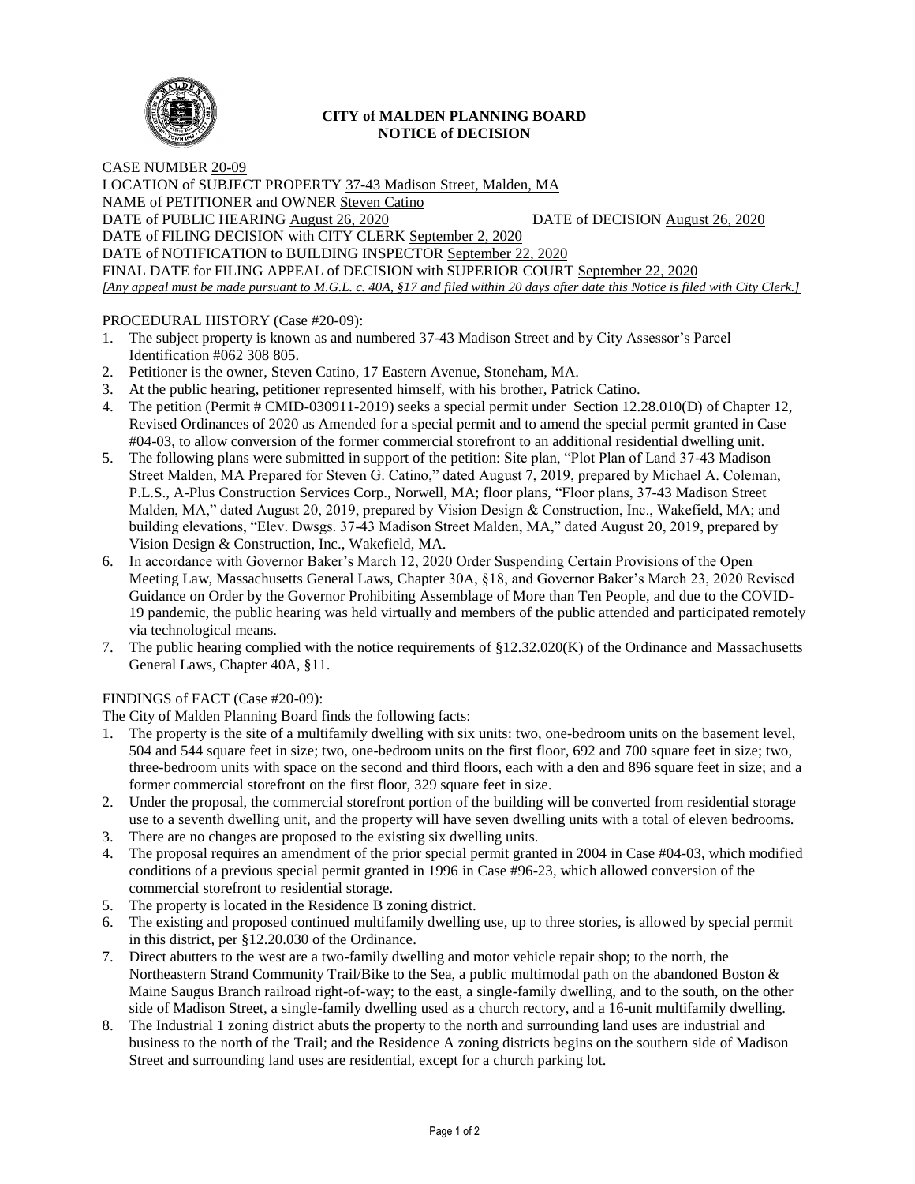# CITY of MALDEN PLANNING BOARD
## NOTICE of DECISION

CASE NUMBER 20-09
LOCATION of SUBJECT PROPERTY 37-43 Madison Street, Malden, MA
NAME of PETITIONER and OWNER Steven Catino
DATE of PUBLIC HEARING August 26, 2020 DATE of DECISION August 26, 2020
DATE of FILING DECISION with CITY CLERK September 2, 2020
DATE of NOTIFICATION to BUILDING INSPECTOR September 22, 2020
FINAL DATE for FILING APPEAL of DECISION with SUPERIOR COURT September 22, 2020
*[Any appeal must be made pursuant to M.G.L. c. 40A, §17 and filed within 20 days after date this Notice is filed with City Clerk.]*

PROCEDURAL HISTORY (Case #20-09):

1. The subject property is known as and numbered 37-43 Madison Street and by City Assessor's Parcel Identification #062 308 805.
2. Petitioner is the owner, Steven Catino, 17 Eastern Avenue, Stoneham, MA.
3. At the public hearing, petitioner represented himself, with his brother, Patrick Catino.
4. The petition (Permit # CMID-030911-2019) seeks a special permit under Section 12.28.010(D) of Chapter 12, Revised Ordinances of 2020 as Amended for a special permit and to amend the special permit granted in Case #04-03, to allow conversion of the former commercial storefront to an additional residential dwelling unit.
5. The following plans were submitted in support of the petition: Site plan, "Plot Plan of Land 37-43 Madison Street Malden, MA Prepared for Steven G. Catino," dated August 7, 2019, prepared by Michael A. Coleman, P.L.S., A-Plus Construction Services Corp., Norwell, MA; floor plans, "Floor plans, 37-43 Madison Street Malden, MA," dated August 20, 2019, prepared by Vision Design & Construction, Inc., Wakefield, MA; and building elevations, "Elev. Dwsgs. 37-43 Madison Street Malden, MA," dated August 20, 2019, prepared by Vision Design & Construction, Inc., Wakefield, MA.
6. In accordance with Governor Baker's March 12, 2020 Order Suspending Certain Provisions of the Open Meeting Law, Massachusetts General Laws, Chapter 30A, §18, and Governor Baker's March 23, 2020 Revised Guidance on Order by the Governor Prohibiting Assemblage of More than Ten People, and due to the COVID-19 pandemic, the public hearing was held virtually and members of the public attended and participated remotely via technological means.
7. The public hearing complied with the notice requirements of §12.32.020(K) of the Ordinance and Massachusetts General Laws, Chapter 40A, §11.

FINDINGS of FACT (Case #20-09):

The City of Malden Planning Board finds the following facts:

1. The property is the site of a multifamily dwelling with six units: two, one-bedroom units on the basement level, 504 and 544 square feet in size; two, one-bedroom units on the first floor, 692 and 700 square feet in size; two, three-bedroom units with space on the second and third floors, each with a den and 896 square feet in size; and a former commercial storefront on the first floor, 329 square feet in size.
2. Under the proposal, the commercial storefront portion of the building will be converted from residential storage use to a seventh dwelling unit, and the property will have seven dwelling units with a total of eleven bedrooms.
3. There are no changes are proposed to the existing six dwelling units.
4. The proposal requires an amendment of the prior special permit granted in 2004 in Case #04-03, which modified conditions of a previous special permit granted in 1996 in Case #96-23, which allowed conversion of the commercial storefront to residential storage.
5. The property is located in the Residence B zoning district.
6. The existing and proposed continued multifamily dwelling use, up to three stories, is allowed by special permit in this district, per §12.20.030 of the Ordinance.
7. Direct abutters to the west are a two-family dwelling and motor vehicle repair shop; to the north, the Northeastern Strand Community Trail/Bike to the Sea, a public multimodal path on the abandoned Boston & Maine Saugus Branch railroad right-of-way; to the east, a single-family dwelling, and to the south, on the other side of Madison Street, a single-family dwelling used as a church rectory, and a 16-unit multifamily dwelling.
8. The Industrial 1 zoning district abuts the property to the north and surrounding land uses are industrial and business to the north of the Trail; and the Residence A zoning districts begins on the southern side of Madison Street and surrounding land uses are residential, except for a church parking lot.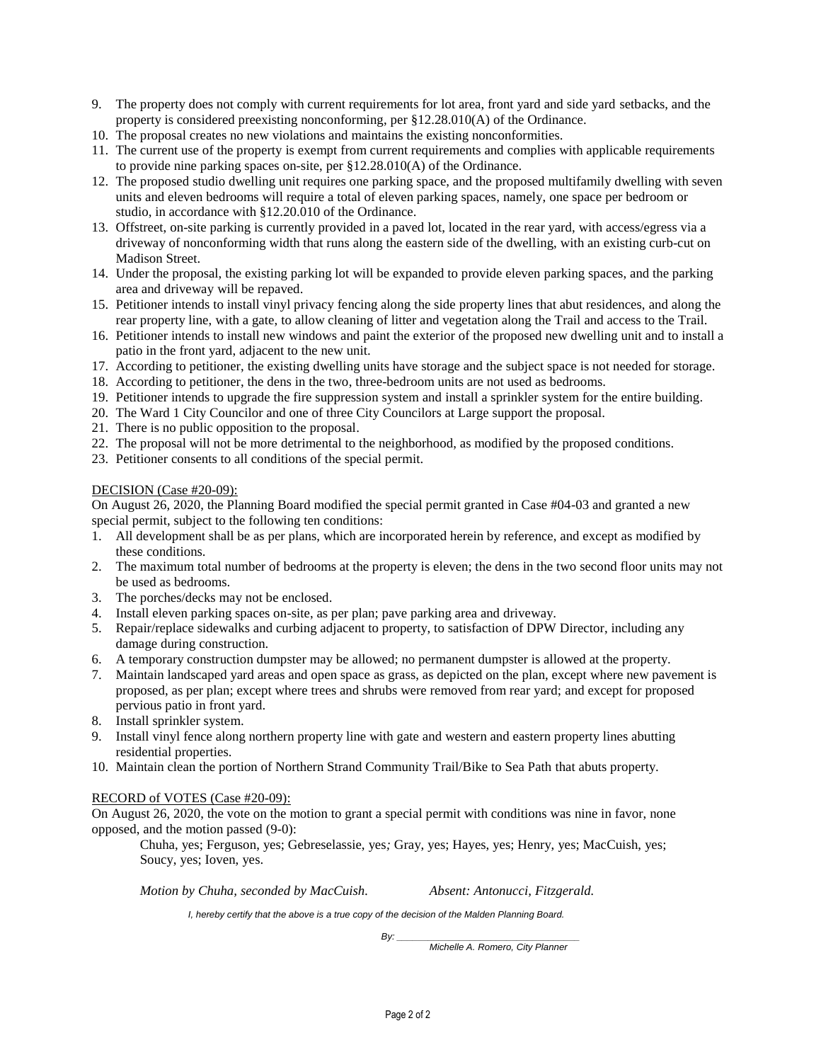9. The property does not comply with current requirements for lot area, front yard and side yard setbacks, and the property is considered preexisting nonconforming, per §12.28.010(A) of the Ordinance.
10. The proposal creates no new violations and maintains the existing nonconformities.
11. The current use of the property is exempt from current requirements and complies with applicable requirements to provide nine parking spaces on-site, per §12.28.010(A) of the Ordinance.
12. The proposed studio dwelling unit requires one parking space, and the proposed multifamily dwelling with seven units and eleven bedrooms will require a total of eleven parking spaces, namely, one space per bedroom or studio, in accordance with §12.20.010 of the Ordinance.
13. Offstreet, on-site parking is currently provided in a paved lot, located in the rear yard, with access/egress via a driveway of nonconforming width that runs along the eastern side of the dwelling, with an existing curb-cut on Madison Street.
14. Under the proposal, the existing parking lot will be expanded to provide eleven parking spaces, and the parking area and driveway will be repaved.
15. Petitioner intends to install vinyl privacy fencing along the side property lines that abut residences, and along the rear property line, with a gate, to allow cleaning of litter and vegetation along the Trail and access to the Trail.
16. Petitioner intends to install new windows and paint the exterior of the proposed new dwelling unit and to install a patio in the front yard, adjacent to the new unit.
17. According to petitioner, the existing dwelling units have storage and the subject space is not needed for storage.
18. According to petitioner, the dens in the two, three-bedroom units are not used as bedrooms.
19. Petitioner intends to upgrade the fire suppression system and install a sprinkler system for the entire building.
20. The Ward 1 City Councilor and one of three City Councilors at Large support the proposal.
21. There is no public opposition to the proposal.
22. The proposal will not be more detrimental to the neighborhood, as modified by the proposed conditions.
23. Petitioner consents to all conditions of the special permit.

DECISION (Case #20-09):

On August 26, 2020, the Planning Board modified the special permit granted in Case #04-03 and granted a new special permit, subject to the following ten conditions:

1. All development shall be as per plans, which are incorporated herein by reference, and except as modified by these conditions.
2. The maximum total number of bedrooms at the property is eleven; the dens in the two second floor units may not be used as bedrooms.
3. The porches/decks may not be enclosed.
4. Install eleven parking spaces on-site, as per plan; pave parking area and driveway.
5. Repair/replace sidewalks and curbing adjacent to property, to satisfaction of DPW Director, including any damage during construction.
6. A temporary construction dumpster may be allowed; no permanent dumpster is allowed at the property.
7. Maintain landscaped yard areas and open space as grass, as depicted on the plan, except where new pavement is proposed, as per plan; except where trees and shrubs were removed from rear yard; and except for proposed pervious patio in front yard.
8. Install sprinkler system.
9. Install vinyl fence along northern property line with gate and western and eastern property lines abutting residential properties.
10. Maintain clean the portion of Northern Strand Community Trail/Bike to Sea Path that abuts property.

RECORD of VOTES (Case #20-09):

On August 26, 2020, the vote on the motion to grant a special permit with conditions was nine in favor, none opposed, and the motion passed (9-0):

Chuha, yes; Ferguson, yes; Gebreselassie, yes; Gray, yes; Hayes, yes; Henry, yes; MacCuish, yes; Soucy, yes; Ioven, yes.

*Motion by Chuha, seconded by MacCuish.* *Absent: Antonucci, Fitzgerald.*

*I, hereby certify that the above is a true copy of the decision of the Malden Planning Board.*

*By: \_\_\_\_\_\_\_\_\_\_\_\_\_\_\_\_\_\_\_\_\_\_\_\_\_\_\_\_\_\_\_\_*
*Michelle A. Romero, City Planner*